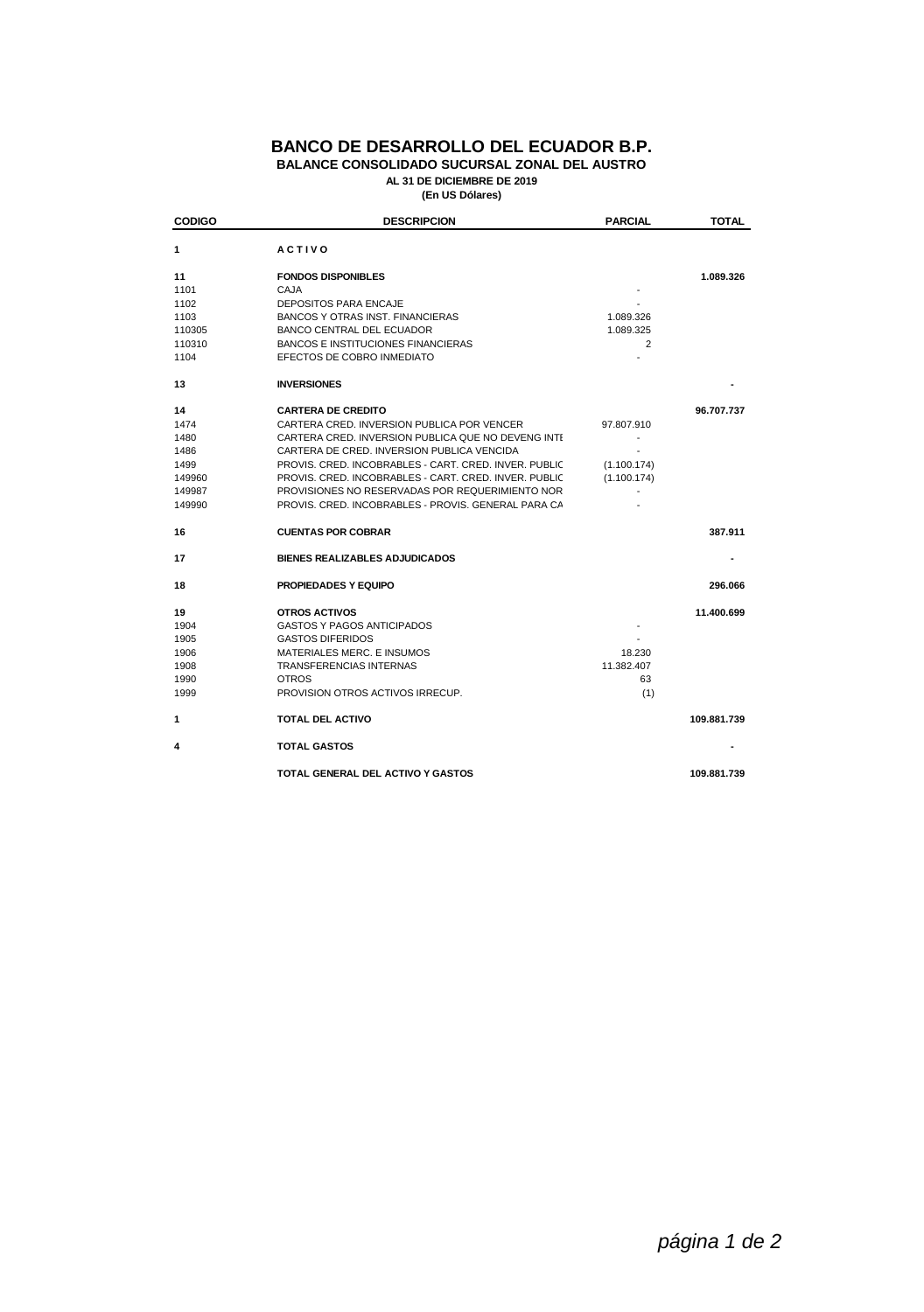# BANCO DE DESARROLLO DEL ECUADOR B.P.

**BALANCE CONSOLIDADO SUCURSAL ZONAL DEL AUSTRO**

**AL 31 DE DICIEMBRE DE 2019**

**(En US Dólares)**

| CODIGO | DESCRIPCION | PARCIAL | TOTAL |
|---|---|---|---|
| **1** | **A C T I V O** | | |
| **11** | **FONDOS DISPONIBLES** | | **1.089.326** |
| 1101 | CAJA | - | |
| 1102 | DEPOSITOS PARA ENCAJE | - | |
| 1103 | BANCOS Y OTRAS INST. FINANCIERAS | 1.089.326 | |
| 110305 | BANCO CENTRAL DEL ECUADOR | 1.089.325 | |
| 110310 | BANCOS E INSTITUCIONES FINANCIERAS | 2 | |
| 1104 | EFECTOS DE COBRO INMEDIATO | - | |
| **13** | **INVERSIONES** | | **-** |
| **14** | **CARTERA DE CREDITO** | | **96.707.737** |
| 1474 | CARTERA CRED. INVERSION PUBLICA POR VENCER | 97.807.910 | |
| 1480 | CARTERA CRED. INVERSION PUBLICA QUE NO DEVENG INTE | - | |
| 1486 | CARTERA DE CRED. INVERSION PUBLICA VENCIDA | - | |
| 1499 | PROVIS. CRED. INCOBRABLES - CART. CRED. INVER. PUBLIC | (1.100.174) | |
| 149960 | PROVIS. CRED. INCOBRABLES - CART. CRED. INVER. PUBLIC | (1.100.174) | |
| 149987 | PROVISIONES NO RESERVADAS POR REQUERIMIENTO NOR | - | |
| 149990 | PROVIS. CRED. INCOBRABLES - PROVIS. GENERAL PARA CA | - | |
| **16** | **CUENTAS POR COBRAR** | | **387.911** |
| **17** | **BIENES REALIZABLES ADJUDICADOS** | | **-** |
| **18** | **PROPIEDADES Y EQUIPO** | | **296.066** |
| **19** | **OTROS ACTIVOS** | | **11.400.699** |
| 1904 | GASTOS Y PAGOS ANTICIPADOS | - | |
| 1905 | GASTOS DIFERIDOS | - | |
| 1906 | MATERIALES MERC. E INSUMOS | 18.230 | |
| 1908 | TRANSFERENCIAS INTERNAS | 11.382.407 | |
| 1990 | OTROS | 63 | |
| 1999 | PROVISION OTROS ACTIVOS IRRECUP. | (1) | |
| **1** | **TOTAL DEL ACTIVO** | | **109.881.739** |
| **4** | **TOTAL GASTOS** | | **-** |
| | **TOTAL GENERAL DEL ACTIVO Y GASTOS** | | **109.881.739** |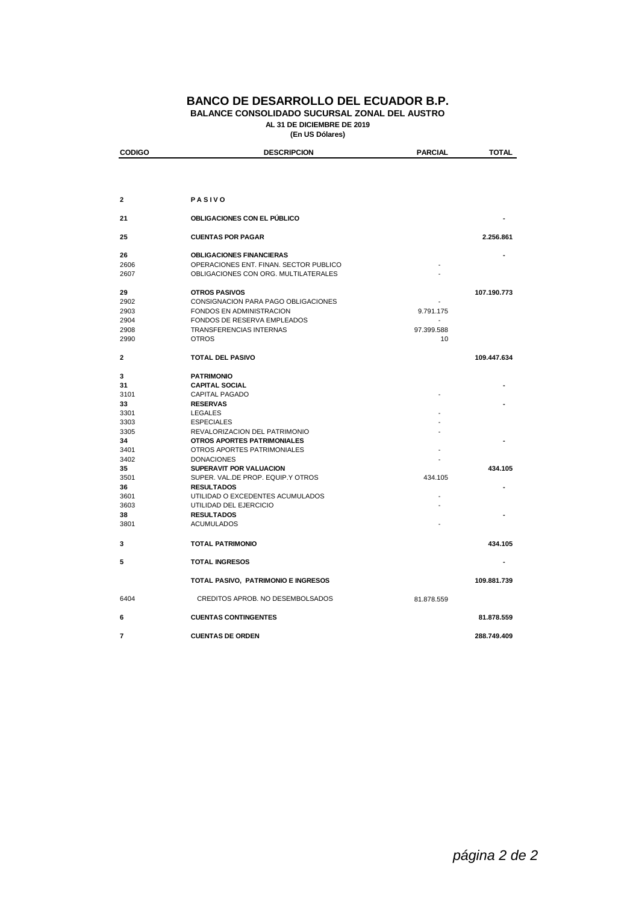# BANCO DE DESARROLLO DEL ECUADOR B.P.

**BALANCE CONSOLIDADO SUCURSAL ZONAL DEL AUSTRO**

**AL 31 DE DICIEMBRE DE 2019**

**(En US Dólares)**

| CODIGO | DESCRIPCION | PARCIAL | TOTAL |
|---|---|---|---|
| **2** | **P A S I V O** | | |
| **21** | **OBLIGACIONES CON EL PÚBLICO** | | **-** |
| **25** | **CUENTAS POR PAGAR** | | **2.256.861** |
| **26** | **OBLIGACIONES FINANCIERAS** | | **-** |
| 2606 | OPERACIONES ENT. FINAN. SECTOR PUBLICO | - | |
| 2607 | OBLIGACIONES CON ORG. MULTILATERALES | - | |
| **29** | **OTROS PASIVOS** | | **107.190.773** |
| 2902 | CONSIGNACION PARA PAGO OBLIGACIONES | - | |
| 2903 | FONDOS EN ADMINISTRACION | 9.791.175 | |
| 2904 | FONDOS DE RESERVA EMPLEADOS | - | |
| 2908 | TRANSFERENCIAS INTERNAS | 97.399.588 | |
| 2990 | OTROS | 10 | |
| **2** | **TOTAL DEL PASIVO** | | **109.447.634** |
| **3** | **PATRIMONIO** | | |
| **31** | **CAPITAL SOCIAL** | | **-** |
| 3101 | CAPITAL PAGADO | - | |
| **33** | **RESERVAS** | | **-** |
| 3301 | LEGALES | - | |
| 3303 | ESPECIALES | - | |
| 3305 | REVALORIZACION DEL PATRIMONIO | - | |
| **34** | **OTROS APORTES PATRIMONIALES** | | **-** |
| 3401 | OTROS APORTES PATRIMONIALES | - | |
| 3402 | DONACIONES | - | |
| **35** | **SUPERAVIT POR VALUACION** | | **434.105** |
| 3501 | SUPER. VAL.DE PROP. EQUIP.Y OTROS | 434.105 | |
| **36** | **RESULTADOS** | | **-** |
| 3601 | UTILIDAD O EXCEDENTES ACUMULADOS | - | |
| 3603 | UTILIDAD DEL EJERCICIO | - | |
| **38** | **RESULTADOS** | | **-** |
| 3801 | ACUMULADOS | - | |
| **3** | **TOTAL PATRIMONIO** | | **434.105** |
| **5** | **TOTAL INGRESOS** | | **-** |
| | **TOTAL PASIVO, PATRIMONIO E INGRESOS** | | **109.881.739** |
| 6404 | CREDITOS APROB. NO DESEMBOLSADOS | 81.878.559 | |
| **6** | **CUENTAS CONTINGENTES** | | **81.878.559** |
| **7** | **CUENTAS DE ORDEN** | | **288.749.409** |